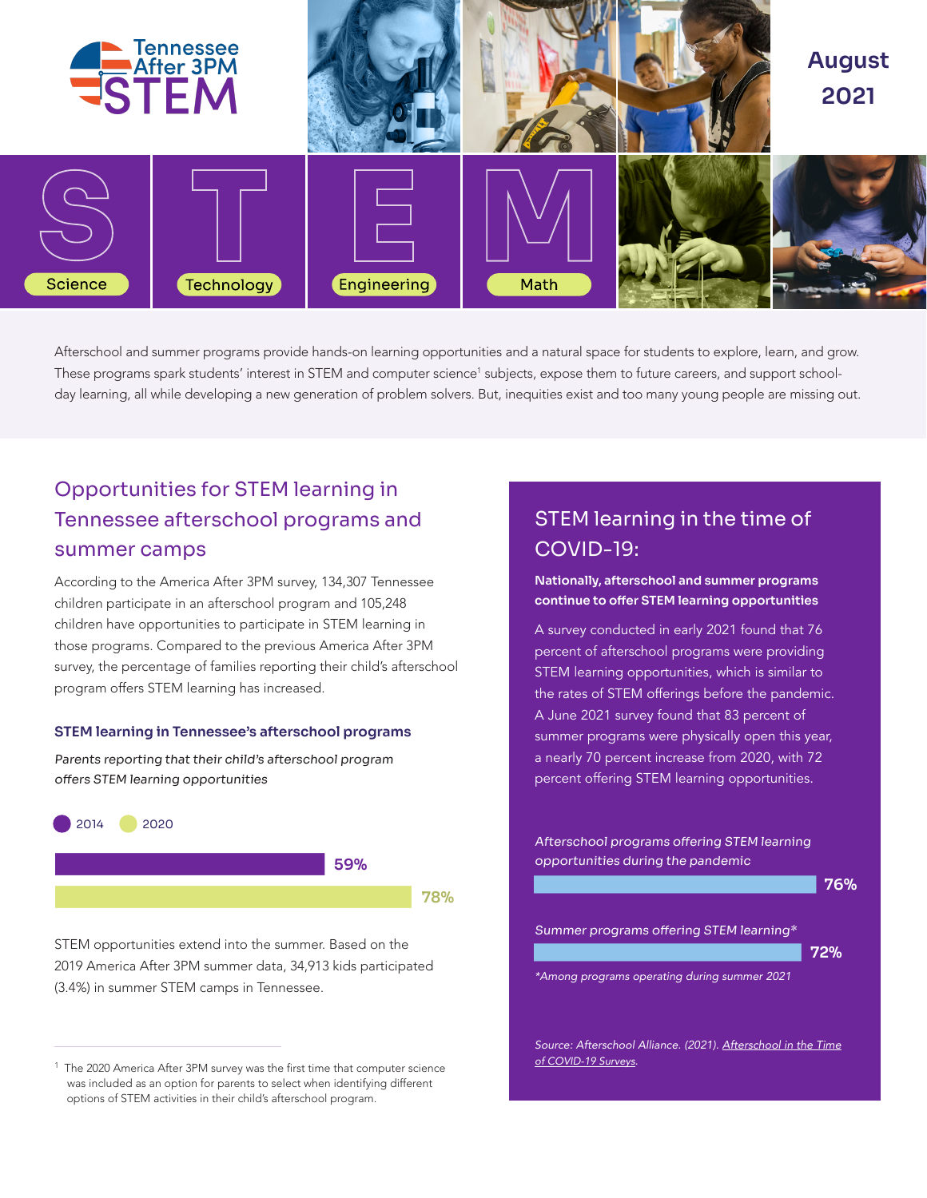# Tennessee After 3PM STEM

**August 2021**

Science | Technology | Engineering | Math

Afterschool and summer programs provide hands-on learning opportunities and a natural space for students to explore, learn, and grow. These programs spark students' interest in STEM and computer science[1] subjects, expose them to future careers, and support school-day learning, all while developing a new generation of problem solvers. But, inequities exist and too many young people are missing out.

## Opportunities for STEM learning in Tennessee afterschool programs and summer camps

According to the America After 3PM survey, 134,307 Tennessee children participate in an afterschool program and 105,248 children have opportunities to participate in STEM learning in those programs. Compared to the previous America After 3PM survey, the percentage of families reporting their child's afterschool program offers STEM learning has increased.

### STEM learning in Tennessee's afterschool programs

*Parents reporting that their child's afterschool program offers STEM learning opportunities*

| Year | Percentage |
| --- | --- |
| 2014 | 59% |
| 2020 | 78% |

STEM opportunities extend into the summer. Based on the 2019 America After 3PM summer data, 34,913 kids participated (3.4%) in summer STEM camps in Tennessee.

## STEM learning in the time of COVID-19:

**Nationally, afterschool and summer programs continue to offer STEM learning opportunities**

A survey conducted in early 2021 found that 76 percent of afterschool programs were providing STEM learning opportunities, which is similar to the rates of STEM offerings before the pandemic. A June 2021 survey found that 83 percent of summer programs were physically open this year, a nearly 70 percent increase from 2020, with 72 percent offering STEM learning opportunities.

| Measure | Percentage |
| --- | --- |
| *Afterschool programs offering STEM learning opportunities during the pandemic* | 76% |
| *Summer programs offering STEM learning** | 72% |

*\*Among programs operating during summer 2021*

*Source: Afterschool Alliance. (2021). Afterschool in the Time of COVID-19 Surveys.*

---

[1] The 2020 America After 3PM survey was the first time that computer science was included as an option for parents to select when identifying different options of STEM activities in their child's afterschool program.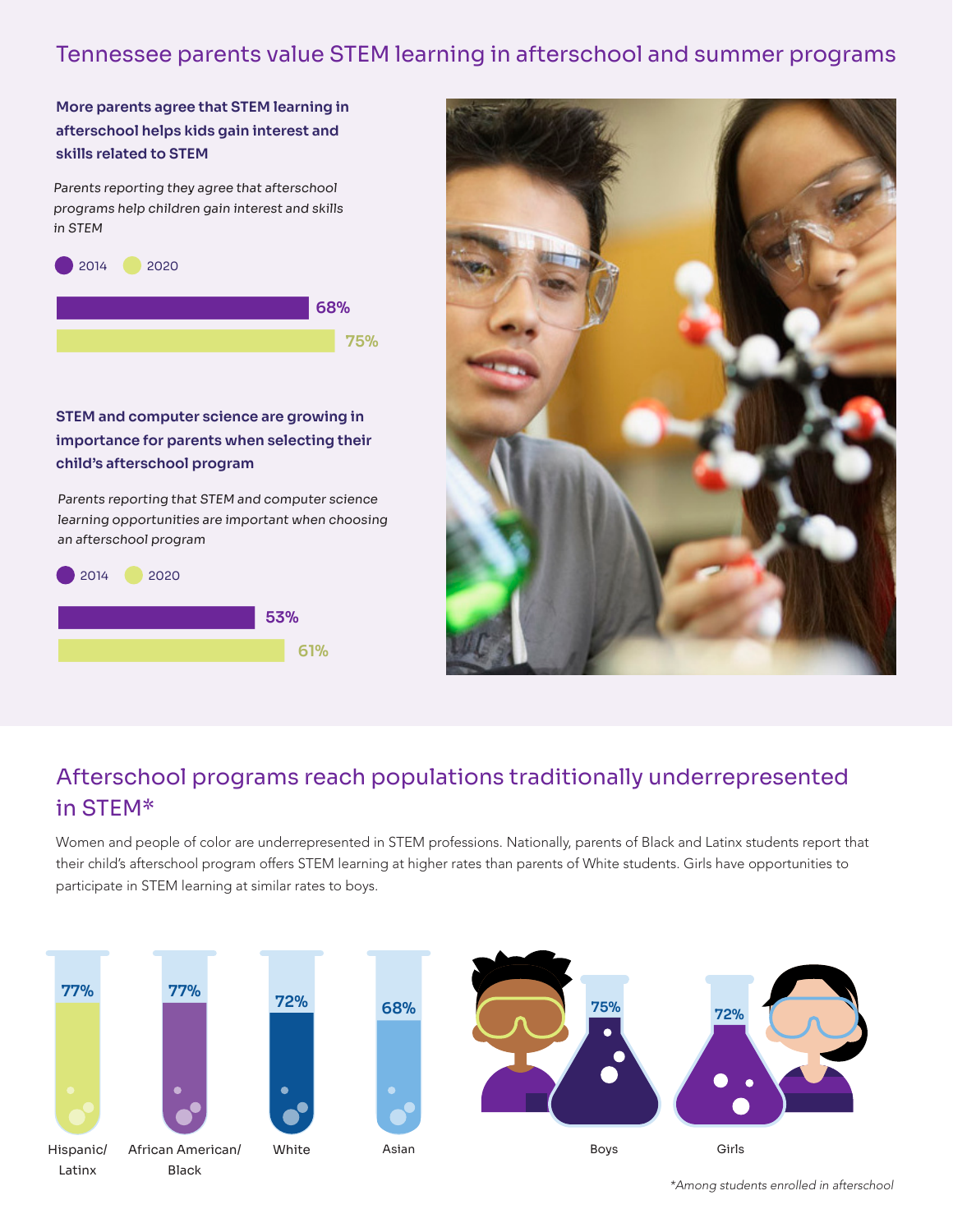## Tennessee parents value STEM learning in afterschool and summer programs

### More parents agree that STEM learning in afterschool helps kids gain interest and skills related to STEM

*Parents reporting they agree that afterschool programs help children gain interest and skills in STEM*

| Year | Percent |
| --- | --- |
| 2014 | 68% |
| 2020 | 75% |

### STEM and computer science are growing in importance for parents when selecting their child's afterschool program

*Parents reporting that STEM and computer science learning opportunities are important when choosing an afterschool program*

| Year | Percent |
| --- | --- |
| 2014 | 53% |
| 2020 | 61% |

## Afterschool programs reach populations traditionally underrepresented in STEM*

Women and people of color are underrepresented in STEM professions. Nationally, parents of Black and Latinx students report that their child's afterschool program offers STEM learning at higher rates than parents of White students. Girls have opportunities to participate in STEM learning at similar rates to boys.

| Group | Percent |
| --- | --- |
| Hispanic/Latinx | 77% |
| African American/Black | 77% |
| White | 72% |
| Asian | 68% |
| Boys | 75% |
| Girls | 72% |

*Among students enrolled in afterschool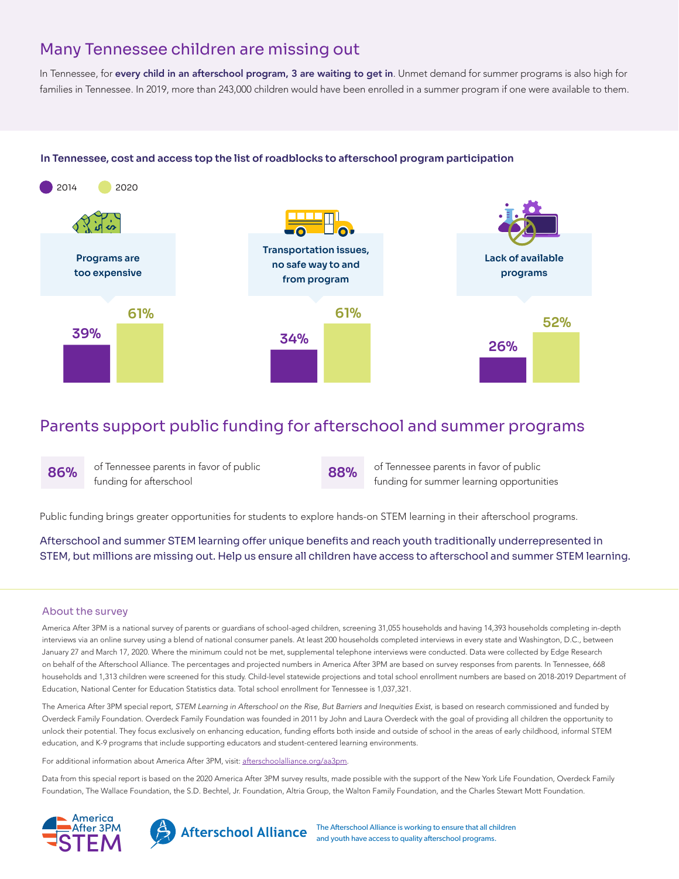## Many Tennessee children are missing out

In Tennessee, for **every child in an afterschool program, 3 are waiting to get in**. Unmet demand for summer programs is also high for families in Tennessee. In 2019, more than 243,000 children would have been enrolled in a summer program if one were available to them.

**In Tennessee, cost and access top the list of roadblocks to afterschool program participation**

2014
2020

Programs are too expensive
39%
61%

Transportation issues, no safe way to and from program
34%
61%

Lack of available programs
26%
52%

## Parents support public funding for afterschool and summer programs

**86%** of Tennessee parents in favor of public funding for afterschool

**88%** of Tennessee parents in favor of public funding for summer learning opportunities

Public funding brings greater opportunities for students to explore hands-on STEM learning in their afterschool programs.

Afterschool and summer STEM learning offer unique benefits and reach youth traditionally underrepresented in STEM, but millions are missing out. Help us ensure all children have access to afterschool and summer STEM learning.

### About the survey

America After 3PM is a national survey of parents or guardians of school-aged children, screening 31,055 households and having 14,393 households completing in-depth interviews via an online survey using a blend of national consumer panels. At least 200 households completed interviews in every state and Washington, D.C., between January 27 and March 17, 2020. Where the minimum could not be met, supplemental telephone interviews were conducted. Data were collected by Edge Research on behalf of the Afterschool Alliance. The percentages and projected numbers in America After 3PM are based on survey responses from parents. In Tennessee, 668 households and 1,313 children were screened for this study. Child-level statewide projections and total school enrollment numbers are based on 2018-2019 Department of Education, National Center for Education Statistics data. Total school enrollment for Tennessee is 1,037,321.

The America After 3PM special report, *STEM Learning in Afterschool on the Rise, But Barriers and Inequities Exist*, is based on research commissioned and funded by Overdeck Family Foundation. Overdeck Family Foundation was founded in 2011 by John and Laura Overdeck with the goal of providing all children the opportunity to unlock their potential. They focus exclusively on enhancing education, funding efforts both inside and outside of school in the areas of early childhood, informal STEM education, and K-9 programs that include supporting educators and student-centered learning environments.

For additional information about America After 3PM, visit: afterschoolalliance.org/aa3pm.

Data from this special report is based on the 2020 America After 3PM survey results, made possible with the support of the New York Life Foundation, Overdeck Family Foundation, The Wallace Foundation, the S.D. Bechtel, Jr. Foundation, Altria Group, the Walton Family Foundation, and the Charles Stewart Mott Foundation.

America After 3PM STEM

Afterschool Alliance

The Afterschool Alliance is working to ensure that all children and youth have access to quality afterschool programs.